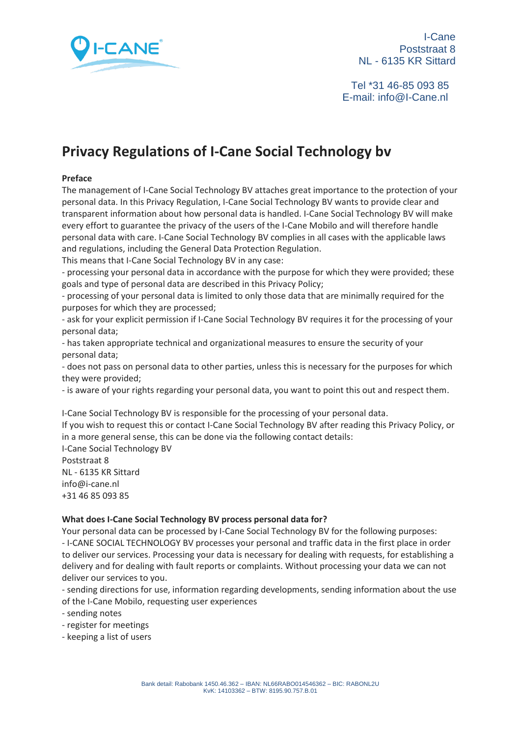I-Cane
Poststraat 8
NL - 6135 KR Sittard

Tel *31 46-85 093 85
E-mail: info@I-Cane.nl

# Privacy Regulations of I-Cane Social Technology bv

**Preface**

The management of I-Cane Social Technology BV attaches great importance to the protection of your personal data. In this Privacy Regulation, I-Cane Social Technology BV wants to provide clear and transparent information about how personal data is handled. I-Cane Social Technology BV will make every effort to guarantee the privacy of the users of the I-Cane Mobilo and will therefore handle personal data with care. I-Cane Social Technology BV complies in all cases with the applicable laws and regulations, including the General Data Protection Regulation.

This means that I-Cane Social Technology BV in any case:

- processing your personal data in accordance with the purpose for which they were provided; these goals and type of personal data are described in this Privacy Policy;
- processing of your personal data is limited to only those data that are minimally required for the purposes for which they are processed;
- ask for your explicit permission if I-Cane Social Technology BV requires it for the processing of your personal data;
- has taken appropriate technical and organizational measures to ensure the security of your personal data;
- does not pass on personal data to other parties, unless this is necessary for the purposes for which they were provided;
- is aware of your rights regarding your personal data, you want to point this out and respect them.

I-Cane Social Technology BV is responsible for the processing of your personal data.
If you wish to request this or contact I-Cane Social Technology BV after reading this Privacy Policy, or in a more general sense, this can be done via the following contact details:
I-Cane Social Technology BV
Poststraat 8
NL - 6135 KR Sittard
info@i-cane.nl
+31 46 85 093 85

**What does I-Cane Social Technology BV process personal data for?**

Your personal data can be processed by I-Cane Social Technology BV for the following purposes:

- I-CANE SOCIAL TECHNOLOGY BV processes your personal and traffic data in the first place in order to deliver our services. Processing your data is necessary for dealing with requests, for establishing a delivery and for dealing with fault reports or complaints. Without processing your data we can not deliver our services to you.
- sending directions for use, information regarding developments, sending information about the use of the I-Cane Mobilo, requesting user experiences
- sending notes
- register for meetings
- keeping a list of users

Bank detail: Rabobank 1450.46.362 – IBAN: NL66RABO014546362 – BIC: RABONL2U
KvK: 14103362 – BTW: 8195.90.757.B.01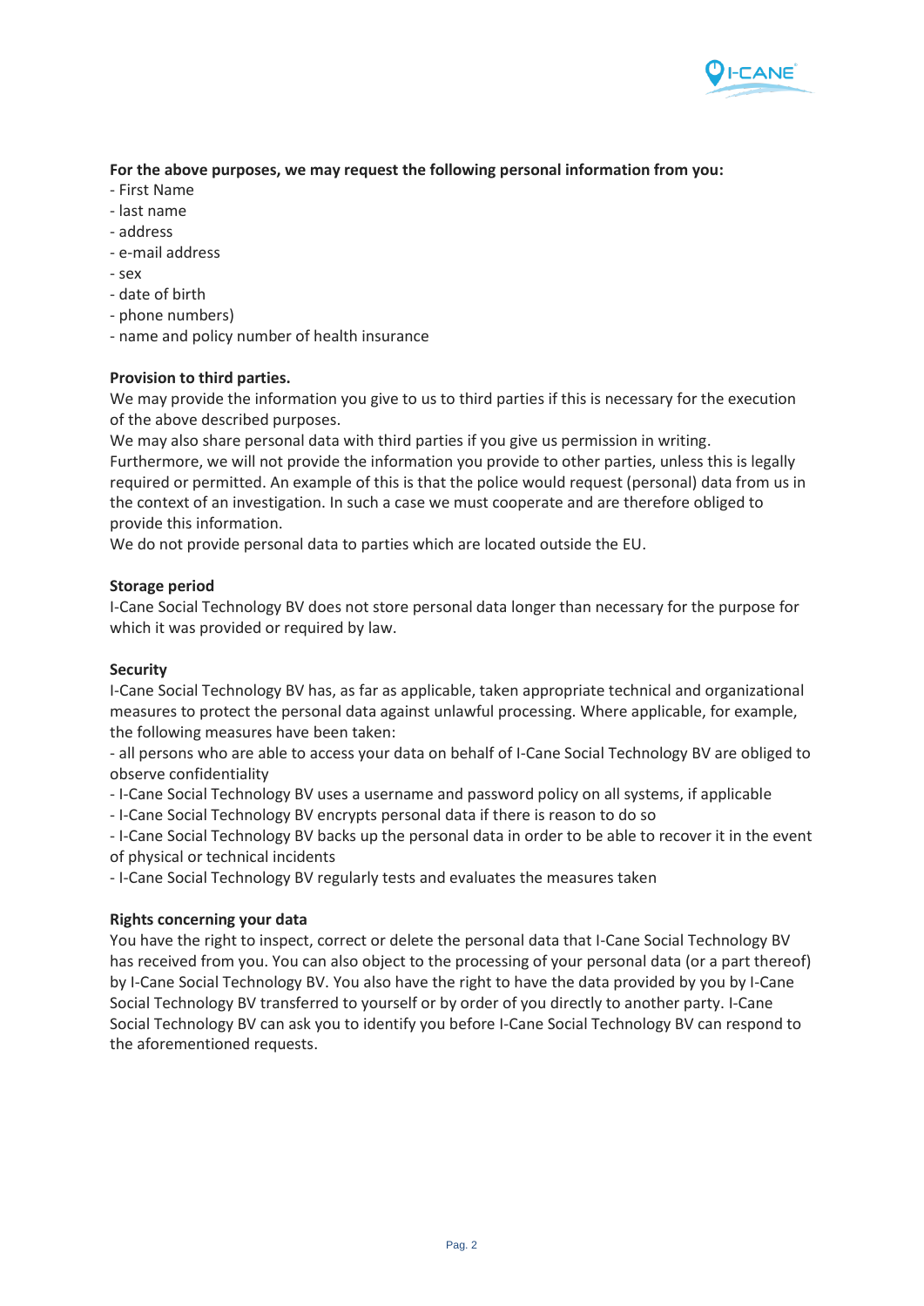**For the above purposes, we may request the following personal information from you:**

- First Name
- last name
- address
- e-mail address
- sex
- date of birth
- phone numbers)
- name and policy number of health insurance

**Provision to third parties.**

We may provide the information you give to us to third parties if this is necessary for the execution of the above described purposes.
We may also share personal data with third parties if you give us permission in writing.
Furthermore, we will not provide the information you provide to other parties, unless this is legally required or permitted. An example of this is that the police would request (personal) data from us in the context of an investigation. In such a case we must cooperate and are therefore obliged to provide this information.
We do not provide personal data to parties which are located outside the EU.

**Storage period**

I-Cane Social Technology BV does not store personal data longer than necessary for the purpose for which it was provided or required by law.

**Security**

I-Cane Social Technology BV has, as far as applicable, taken appropriate technical and organizational measures to protect the personal data against unlawful processing. Where applicable, for example, the following measures have been taken:

- all persons who are able to access your data on behalf of I-Cane Social Technology BV are obliged to observe confidentiality
- I-Cane Social Technology BV uses a username and password policy on all systems, if applicable
- I-Cane Social Technology BV encrypts personal data if there is reason to do so
- I-Cane Social Technology BV backs up the personal data in order to be able to recover it in the event of physical or technical incidents
- I-Cane Social Technology BV regularly tests and evaluates the measures taken

**Rights concerning your data**

You have the right to inspect, correct or delete the personal data that I-Cane Social Technology BV has received from you. You can also object to the processing of your personal data (or a part thereof) by I-Cane Social Technology BV. You also have the right to have the data provided by you by I-Cane Social Technology BV transferred to yourself or by order of you directly to another party. I-Cane Social Technology BV can ask you to identify you before I-Cane Social Technology BV can respond to the aforementioned requests.